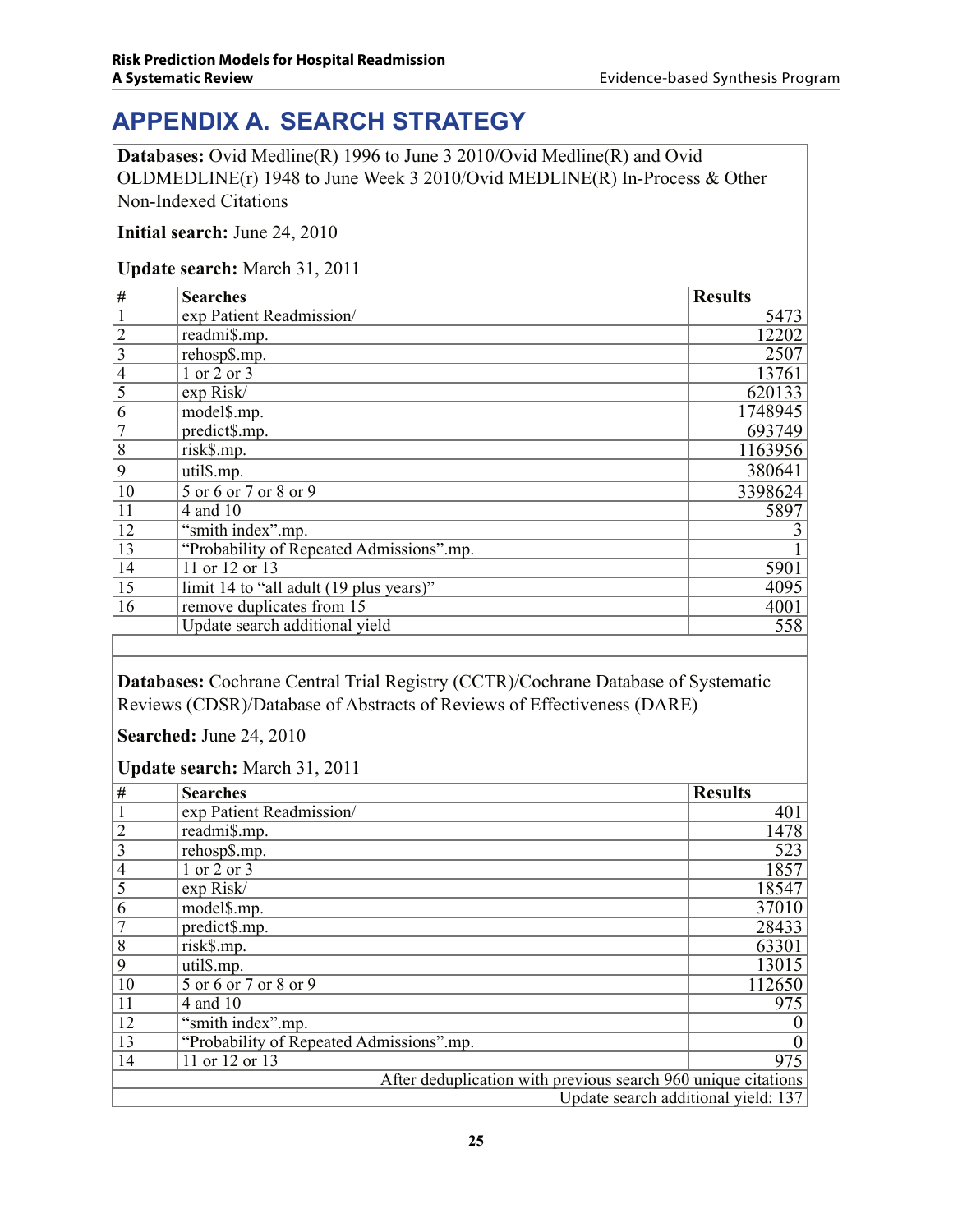# APPENDIX A. SEARCH STRATEGY

**Databases:** Ovid Medline(R) 1996 to June 3 2010/Ovid Medline(R) and Ovid OLDMEDLINE(r) 1948 to June Week 3 2010/Ovid MEDLINE(R) In-Process & Other Non-Indexed Citations

**Initial search:** June 24, 2010

**Update search:** March 31, 2011

| # | Searches | Results |
|---|---|---|
| 1 | exp Patient Readmission/ | 5473 |
| 2 | readmi$.mp. | 12202 |
| 3 | rehosp$.mp. | 2507 |
| 4 | 1 or 2 or 3 | 13761 |
| 5 | exp Risk/ | 620133 |
| 6 | model$.mp. | 1748945 |
| 7 | predict$.mp. | 693749 |
| 8 | risk$.mp. | 1163956 |
| 9 | util$.mp. | 380641 |
| 10 | 5 or 6 or 7 or 8 or 9 | 3398624 |
| 11 | 4 and 10 | 5897 |
| 12 | "smith index".mp. | 3 |
| 13 | "Probability of Repeated Admissions".mp. | 1 |
| 14 | 11 or 12 or 13 | 5901 |
| 15 | limit 14 to "all adult (19 plus years)" | 4095 |
| 16 | remove duplicates from 15 | 4001 |
| | Update search additional yield | 558 |

**Databases:** Cochrane Central Trial Registry (CCTR)/Cochrane Database of Systematic Reviews (CDSR)/Database of Abstracts of Reviews of Effectiveness (DARE)

**Searched:** June 24, 2010

**Update search:** March 31, 2011

| # | Searches | Results |
|---|---|---|
| 1 | exp Patient Readmission/ | 401 |
| 2 | readmi$.mp. | 1478 |
| 3 | rehosp$.mp. | 523 |
| 4 | 1 or 2 or 3 | 1857 |
| 5 | exp Risk/ | 18547 |
| 6 | model$.mp. | 37010 |
| 7 | predict$.mp. | 28433 |
| 8 | risk$.mp. | 63301 |
| 9 | util$.mp. | 13015 |
| 10 | 5 or 6 or 7 or 8 or 9 | 112650 |
| 11 | 4 and 10 | 975 |
| 12 | "smith index".mp. | 0 |
| 13 | "Probability of Repeated Admissions".mp. | 0 |
| 14 | 11 or 12 or 13 | 975 |
| | After deduplication with previous search 960 unique citations | |
| | Update search additional yield: 137 | |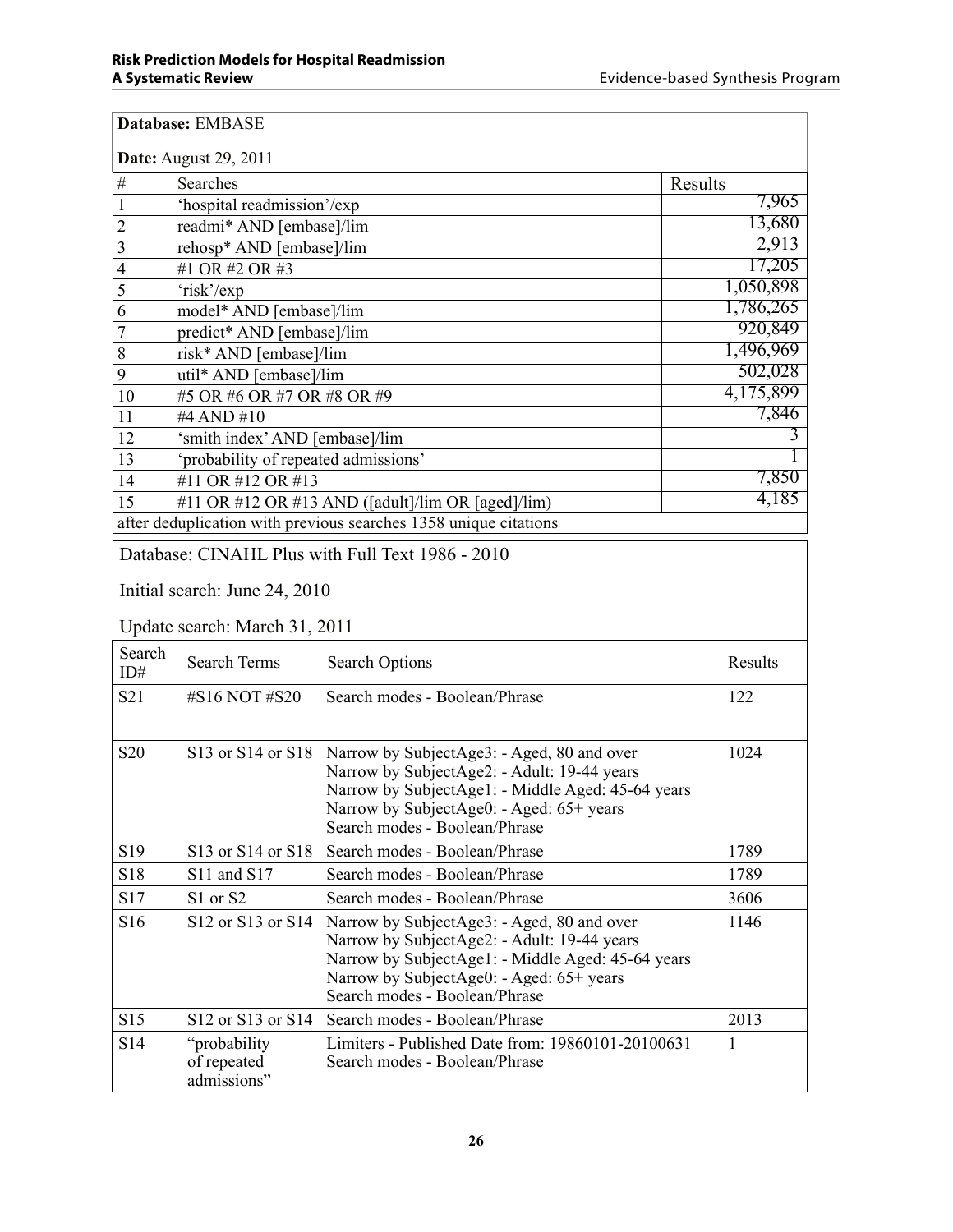| **Database:** EMBASE | | |
|---|---|---|
| **Date:** August 29, 2011 | | |
| # | Searches | Results |
| 1 | 'hospital readmission'/exp | 7,965 |
| 2 | readmi* AND [embase]/lim | 13,680 |
| 3 | rehosp* AND [embase]/lim | 2,913 |
| 4 | #1 OR #2 OR #3 | 17,205 |
| 5 | 'risk'/exp | 1,050,898 |
| 6 | model* AND [embase]/lim | 1,786,265 |
| 7 | predict* AND [embase]/lim | 920,849 |
| 8 | risk* AND [embase]/lim | 1,496,969 |
| 9 | util* AND [embase]/lim | 502,028 |
| 10 | #5 OR #6 OR #7 OR #8 OR #9 | 4,175,899 |
| 11 | #4 AND #10 | 7,846 |
| 12 | 'smith index' AND [embase]/lim | 3 |
| 13 | 'probability of repeated admissions' | 1 |
| 14 | #11 OR #12 OR #13 | 7,850 |
| 15 | #11 OR #12 OR #13 AND ([adult]/lim OR [aged]/lim) | 4,185 |
| after deduplication with previous searches 1358 unique citations | | |

| Database: CINAHL Plus with Full Text 1986 - 2010<br><br>Initial search: June 24, 2010<br><br>Update search: March 31, 2011 | | | |
|---|---|---|---|
| Search ID# | Search Terms | Search Options | Results |
| S21 | #S16 NOT #S20 | Search modes - Boolean/Phrase | 122 |
| S20 | S13 or S14 or S18 | Narrow by SubjectAge3: - Aged, 80 and over<br>Narrow by SubjectAge2: - Adult: 19-44 years<br>Narrow by SubjectAge1: - Middle Aged: 45-64 years<br>Narrow by SubjectAge0: - Aged: 65+ years<br>Search modes - Boolean/Phrase | 1024 |
| S19 | S13 or S14 or S18 | Search modes - Boolean/Phrase | 1789 |
| S18 | S11 and S17 | Search modes - Boolean/Phrase | 1789 |
| S17 | S1 or S2 | Search modes - Boolean/Phrase | 3606 |
| S16 | S12 or S13 or S14 | Narrow by SubjectAge3: - Aged, 80 and over<br>Narrow by SubjectAge2: - Adult: 19-44 years<br>Narrow by SubjectAge1: - Middle Aged: 45-64 years<br>Narrow by SubjectAge0: - Aged: 65+ years<br>Search modes - Boolean/Phrase | 1146 |
| S15 | S12 or S13 or S14 | Search modes - Boolean/Phrase | 2013 |
| S14 | "probability of repeated admissions" | Limiters - Published Date from: 19860101-20100631<br>Search modes - Boolean/Phrase | 1 |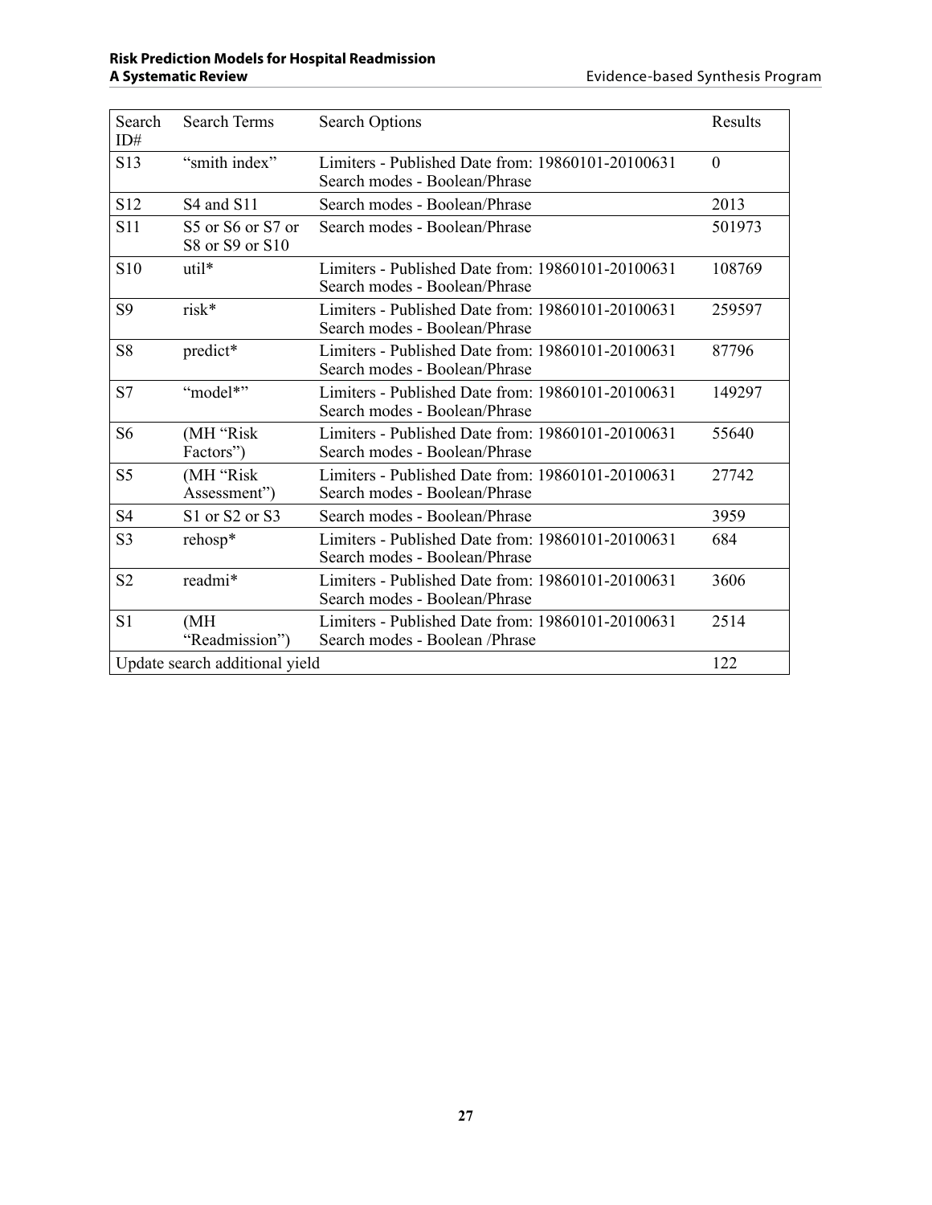| Search ID# | Search Terms | Search Options | Results |
| --- | --- | --- | --- |
| S13 | "smith index" | Limiters - Published Date from: 19860101-20100631 Search modes - Boolean/Phrase | 0 |
| S12 | S4 and S11 | Search modes - Boolean/Phrase | 2013 |
| S11 | S5 or S6 or S7 or S8 or S9 or S10 | Search modes - Boolean/Phrase | 501973 |
| S10 | util* | Limiters - Published Date from: 19860101-20100631 Search modes - Boolean/Phrase | 108769 |
| S9 | risk* | Limiters - Published Date from: 19860101-20100631 Search modes - Boolean/Phrase | 259597 |
| S8 | predict* | Limiters - Published Date from: 19860101-20100631 Search modes - Boolean/Phrase | 87796 |
| S7 | "model*" | Limiters - Published Date from: 19860101-20100631 Search modes - Boolean/Phrase | 149297 |
| S6 | (MH "Risk Factors") | Limiters - Published Date from: 19860101-20100631 Search modes - Boolean/Phrase | 55640 |
| S5 | (MH "Risk Assessment") | Limiters - Published Date from: 19860101-20100631 Search modes - Boolean/Phrase | 27742 |
| S4 | S1 or S2 or S3 | Search modes - Boolean/Phrase | 3959 |
| S3 | rehosp* | Limiters - Published Date from: 19860101-20100631 Search modes - Boolean/Phrase | 684 |
| S2 | readmi* | Limiters - Published Date from: 19860101-20100631 Search modes - Boolean/Phrase | 3606 |
| S1 | (MH "Readmission") | Limiters - Published Date from: 19860101-20100631 Search modes - Boolean /Phrase | 2514 |
| Update search additional yield | | | 122 |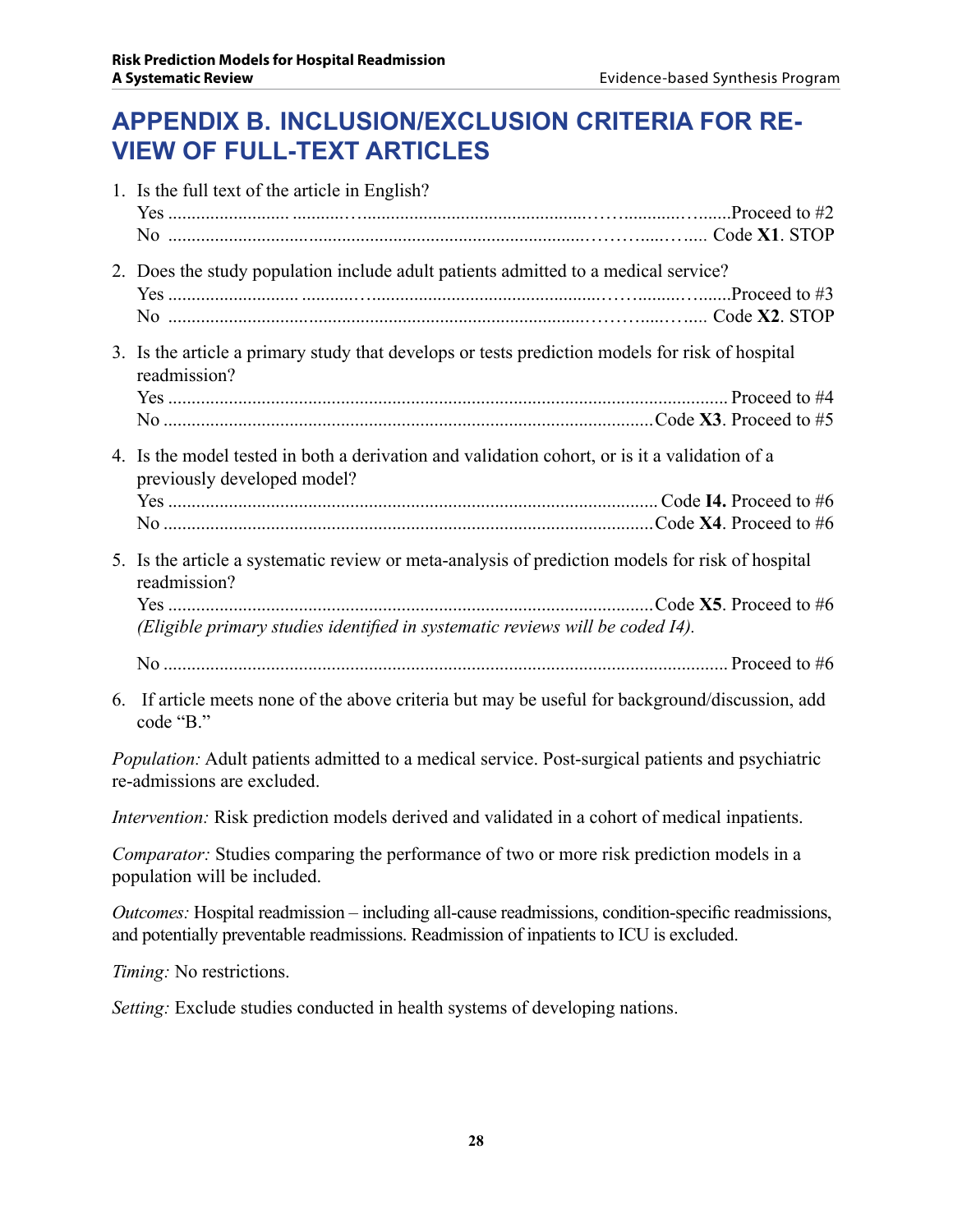## APPENDIX B. INCLUSION/EXCLUSION CRITERIA FOR REVIEW OF FULL-TEXT ARTICLES

1. Is the full text of the article in English?
   Yes ........................................................................................................ Proceed to #2
   No ........................................................................................................ Code **X1**. STOP

2. Does the study population include adult patients admitted to a medical service?
   Yes ........................................................................................................ Proceed to #3
   No ........................................................................................................ Code **X2**. STOP

3. Is the article a primary study that develops or tests prediction models for risk of hospital readmission?
   Yes ........................................................................................................ Proceed to #4
   No ........................................................................................................ Code **X3**. Proceed to #5

4. Is the model tested in both a derivation and validation cohort, or is it a validation of a previously developed model?
   Yes ........................................................................................................ Code **I4.** Proceed to #6
   No ........................................................................................................ Code **X4**. Proceed to #6

5. Is the article a systematic review or meta-analysis of prediction models for risk of hospital readmission?
   Yes ........................................................................................................ Code **X5**. Proceed to #6
   *(Eligible primary studies identified in systematic reviews will be coded I4).*

   No ........................................................................................................ Proceed to #6

6. If article meets none of the above criteria but may be useful for background/discussion, add code "B."

*Population:* Adult patients admitted to a medical service. Post-surgical patients and psychiatric re-admissions are excluded.

*Intervention:* Risk prediction models derived and validated in a cohort of medical inpatients.

*Comparator:* Studies comparing the performance of two or more risk prediction models in a population will be included.

*Outcomes:* Hospital readmission – including all-cause readmissions, condition-specific readmissions, and potentially preventable readmissions. Readmission of inpatients to ICU is excluded.

*Timing:* No restrictions.

*Setting:* Exclude studies conducted in health systems of developing nations.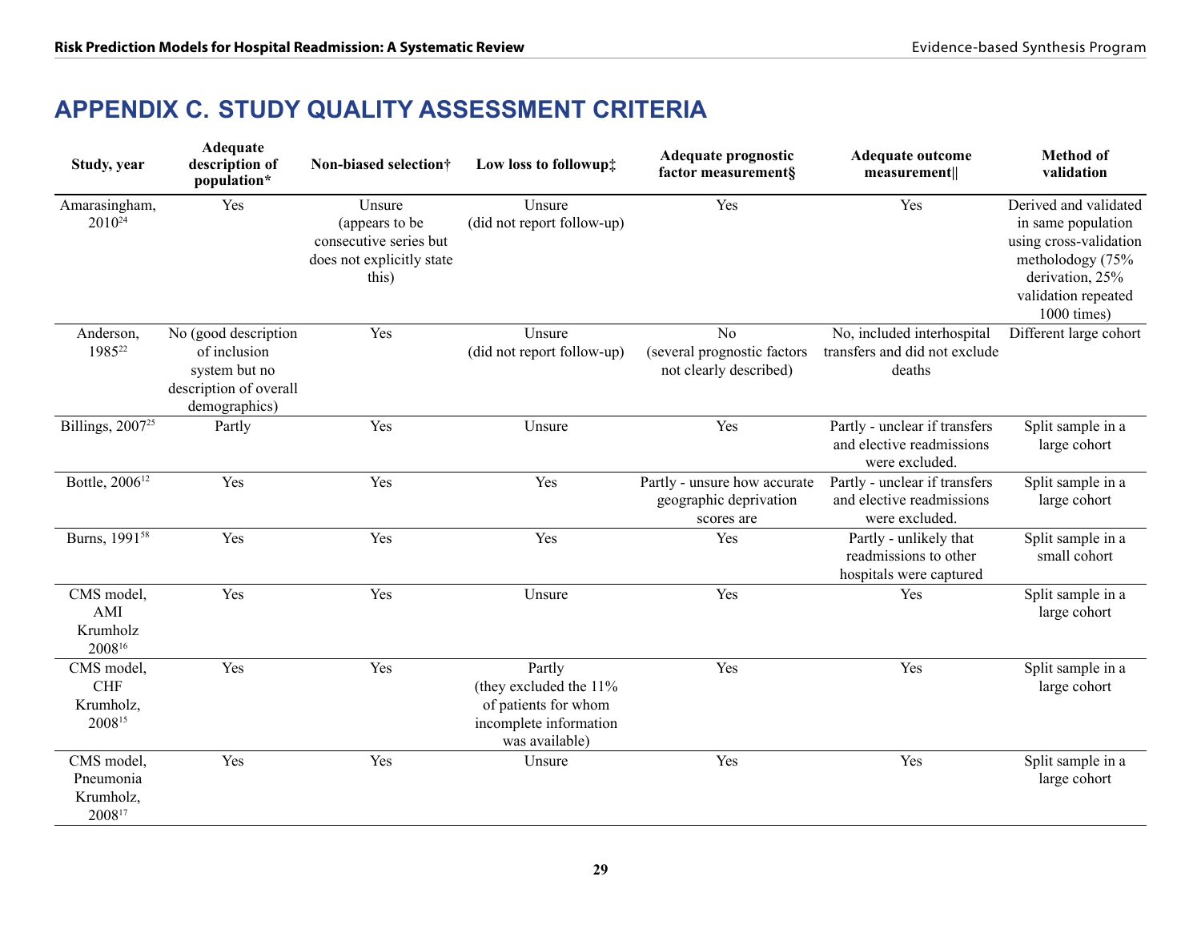# APPENDIX C. STUDY QUALITY ASSESSMENT CRITERIA

| Study, year | Adequate description of population* | Non-biased selection† | Low loss to followup‡ | Adequate prognostic factor measurement§ | Adequate outcome measurement‖ | Method of validation |
|---|---|---|---|---|---|---|
| Amarasingham, 2010[24] | Yes | Unsure (appears to be consecutive series but does not explicitly state this) | Unsure (did not report follow-up) | Yes | Yes | Derived and validated in same population using cross-validation methodology (75% derivation, 25% validation repeated 1000 times) |
| Anderson, 1985[22] | No (good description of inclusion system but no description of overall demographics) | Yes | Unsure (did not report follow-up) | No (several prognostic factors not clearly described) | No, included interhospital transfers and did not exclude deaths | Different large cohort |
| Billings, 2007[25] | Partly | Yes | Unsure | Yes | Partly - unclear if transfers and elective readmissions were excluded. | Split sample in a large cohort |
| Bottle, 2006[12] | Yes | Yes | Yes | Partly - unsure how accurate geographic deprivation scores are | Partly - unclear if transfers and elective readmissions were excluded. | Split sample in a large cohort |
| Burns, 1991[58] | Yes | Yes | Yes | Yes | Partly - unlikely that readmissions to other hospitals were captured | Split sample in a small cohort |
| CMS model, AMI Krumholz 2008[16] | Yes | Yes | Unsure | Yes | Yes | Split sample in a large cohort |
| CMS model, CHF Krumholz, 2008[15] | Yes | Yes | Partly (they excluded the 11% of patients for whom incomplete information was available) | Yes | Yes | Split sample in a large cohort |
| CMS model, Pneumonia Krumholz, 2008[17] | Yes | Yes | Unsure | Yes | Yes | Split sample in a large cohort |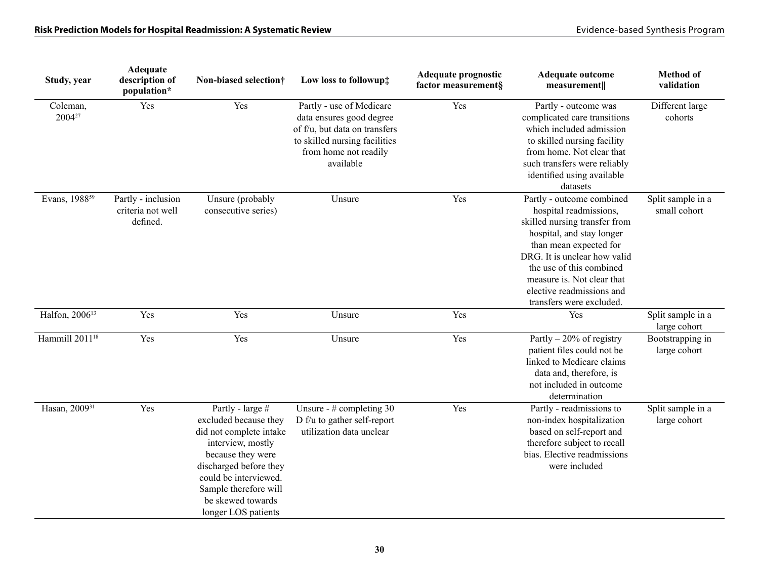| Study, year | Adequate description of population* | Non-biased selection† | Low loss to followup‡ | Adequate prognostic factor measurement§ | Adequate outcome measurement‖ | Method of validation |
|---|---|---|---|---|---|---|
| Coleman, 2004[27] | Yes | Yes | Partly - use of Medicare data ensures good degree of f/u, but data on transfers to skilled nursing facilities from home not readily available | Yes | Partly - outcome was complicated care transitions which included admission to skilled nursing facility from home. Not clear that such transfers were reliably identified using available datasets | Different large cohorts |
| Evans, 1988[59] | Partly - inclusion criteria not well defined. | Unsure (probably consecutive series) | Unsure | Yes | Partly - outcome combined hospital readmissions, skilled nursing transfer from hospital, and stay longer than mean expected for DRG. It is unclear how valid the use of this combined measure is. Not clear that elective readmissions and transfers were excluded. | Split sample in a small cohort |
| Halfon, 2006[13] | Yes | Yes | Unsure | Yes | Yes | Split sample in a large cohort |
| Hammill 2011[18] | Yes | Yes | Unsure | Yes | Partly – 20% of registry patient files could not be linked to Medicare claims data and, therefore, is not included in outcome determination | Bootstrapping in large cohort |
| Hasan, 2009[31] | Yes | Partly - large # excluded because they did not complete intake interview, mostly because they were discharged before they could be interviewed. Sample therefore will be skewed towards longer LOS patients | Unsure - # completing 30 D f/u to gather self-report utilization data unclear | Yes | Partly - readmissions to non-index hospitalization based on self-report and therefore subject to recall bias. Elective readmissions were included | Split sample in a large cohort |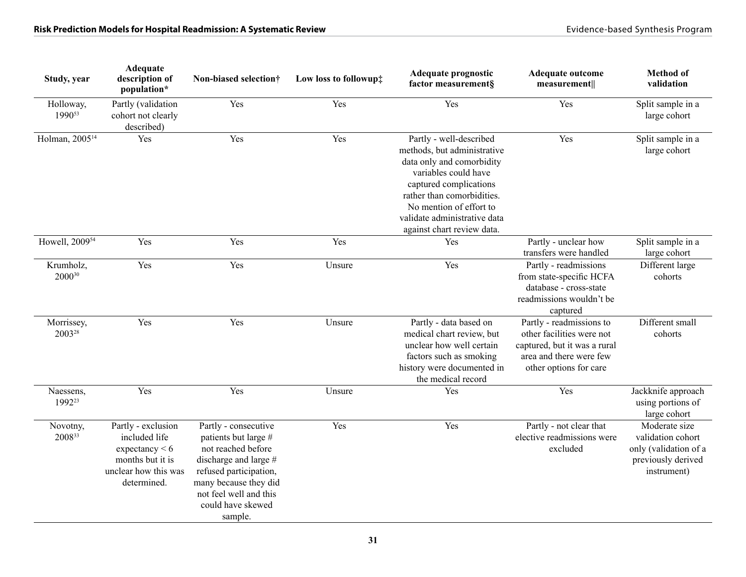| Study, year | Adequate description of population* | Non-biased selection† | Low loss to followup‡ | Adequate prognostic factor measurement§ | Adequate outcome measurement‖ | Method of validation |
|---|---|---|---|---|---|---|
| Holloway, 1990[53] | Partly (validation cohort not clearly described) | Yes | Yes | Yes | Yes | Split sample in a large cohort |
| Holman, 2005[14] | Yes | Yes | Yes | Partly - well-described methods, but administrative data only and comorbidity variables could have captured complications rather than comorbidities. No mention of effort to validate administrative data against chart review data. | Yes | Split sample in a large cohort |
| Howell, 2009[54] | Yes | Yes | Yes | Yes | Partly - unclear how transfers were handled | Split sample in a large cohort |
| Krumholz, 2000[30] | Yes | Yes | Unsure | Yes | Partly - readmissions from state-specific HCFA database - cross-state readmissions wouldn't be captured | Different large cohorts |
| Morrissey, 2003[28] | Yes | Yes | Unsure | Partly - data based on medical chart review, but unclear how well certain factors such as smoking history were documented in the medical record | Partly - readmissions to other facilities were not captured, but it was a rural area and there were few other options for care | Different small cohorts |
| Naessens, 1992[23] | Yes | Yes | Unsure | Yes | Yes | Jackknife approach using portions of large cohort |
| Novotny, 2008[33] | Partly - exclusion included life expectancy < 6 months but it is unclear how this was determined. | Partly - consecutive patients but large # not reached before discharge and large # refused participation, many because they did not feel well and this could have skewed sample. | Yes | Yes | Partly - not clear that elective readmissions were excluded | Moderate size validation cohort only (validation of a previously derived instrument) |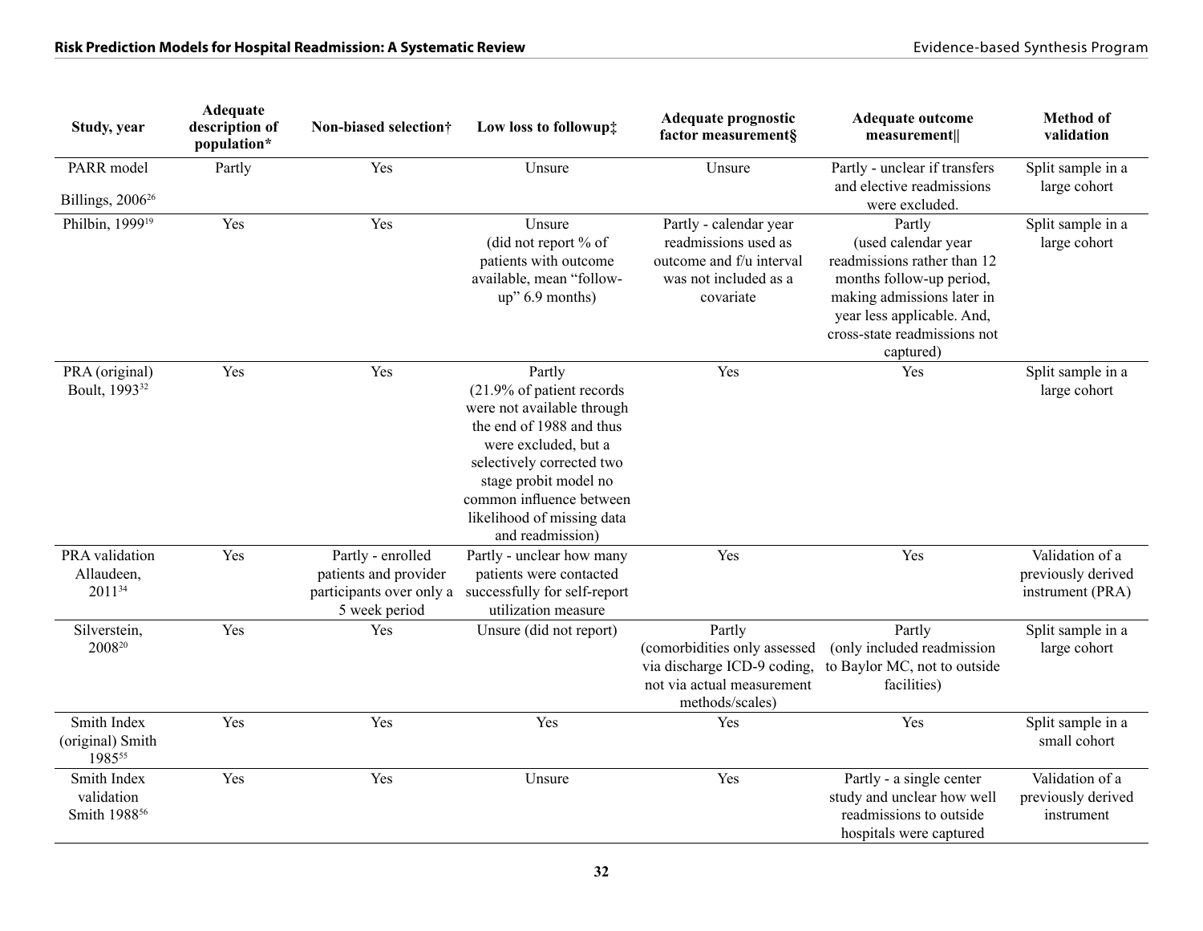| Study, year | Adequate description of population* | Non-biased selection† | Low loss to followup‡ | Adequate prognostic factor measurement§ | Adequate outcome measurement‖ | Method of validation |
|---|---|---|---|---|---|---|
| PARR model Billings, 2006[26] | Partly | Yes | Unsure | Unsure | Partly - unclear if transfers and elective readmissions were excluded. | Split sample in a large cohort |
| Philbin, 1999[19] | Yes | Yes | Unsure (did not report % of patients with outcome available, mean "follow-up" 6.9 months) | Partly - calendar year readmissions used as outcome and f/u interval was not included as a covariate | Partly (used calendar year readmissions rather than 12 months follow-up period, making admissions later in year less applicable. And, cross-state readmissions not captured) | Split sample in a large cohort |
| PRA (original) Boult, 1993[32] | Yes | Yes | Partly (21.9% of patient records were not available through the end of 1988 and thus were excluded, but a selectively corrected two stage probit model no common influence between likelihood of missing data and readmission) | Yes | Yes | Split sample in a large cohort |
| PRA validation Allaudeen, 2011[34] | Yes | Partly - enrolled patients and provider participants over only a 5 week period | Partly - unclear how many patients were contacted successfully for self-report utilization measure | Yes | Yes | Validation of a previously derived instrument (PRA) |
| Silverstein, 2008[20] | Yes | Yes | Unsure (did not report) | Partly (comorbidities only assessed via discharge ICD-9 coding, not via actual measurement methods/scales) | Partly (only included readmission to Baylor MC, not to outside facilities) | Split sample in a large cohort |
| Smith Index (original) Smith 1985[55] | Yes | Yes | Yes | Yes | Yes | Split sample in a small cohort |
| Smith Index validation Smith 1988[56] | Yes | Yes | Unsure | Yes | Partly - a single center study and unclear how well readmissions to outside hospitals were captured | Validation of a previously derived instrument |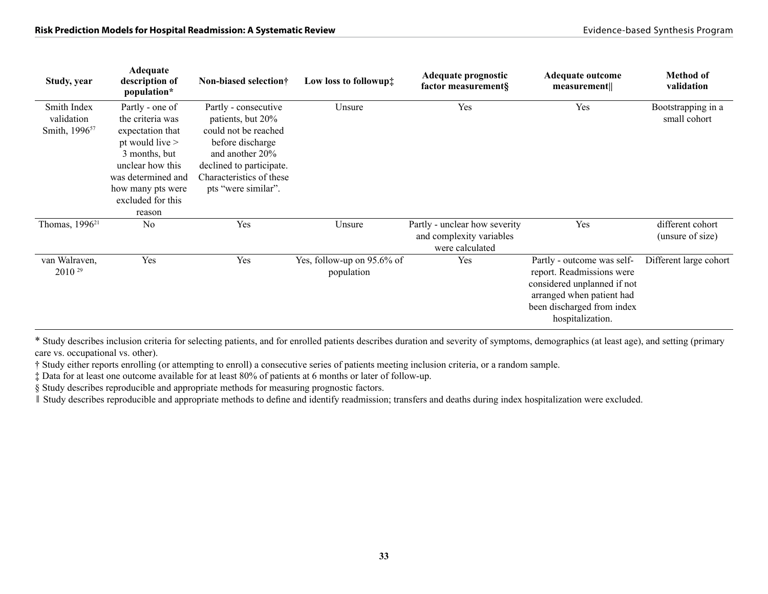| Study, year | Adequate description of population* | Non-biased selection† | Low loss to followup‡ | Adequate prognostic factor measurement§ | Adequate outcome measurement‖ | Method of validation |
|---|---|---|---|---|---|---|
| Smith Index validation Smith, 1996[57] | Partly - one of the criteria was expectation that pt would live > 3 months, but unclear how this was determined and how many pts were excluded for this reason | Partly - consecutive patients, but 20% could not be reached before discharge and another 20% declined to participate. Characteristics of these pts "were similar". | Unsure | Yes | Yes | Bootstrapping in a small cohort |
| Thomas, 1996[21] | No | Yes | Unsure | Partly - unclear how severity and complexity variables were calculated | Yes | different cohort (unsure of size) |
| van Walraven, 2010 [29] | Yes | Yes | Yes, follow-up on 95.6% of population | Yes | Partly - outcome was self-report. Readmissions were considered unplanned if not arranged when patient had been discharged from index hospitalization. | Different large cohort |

* Study describes inclusion criteria for selecting patients, and for enrolled patients describes duration and severity of symptoms, demographics (at least age), and setting (primary care vs. occupational vs. other).

† Study either reports enrolling (or attempting to enroll) a consecutive series of patients meeting inclusion criteria, or a random sample.

‡ Data for at least one outcome available for at least 80% of patients at 6 months or later of follow-up.

§ Study describes reproducible and appropriate methods for measuring prognostic factors.

‖ Study describes reproducible and appropriate methods to define and identify readmission; transfers and deaths during index hospitalization were excluded.